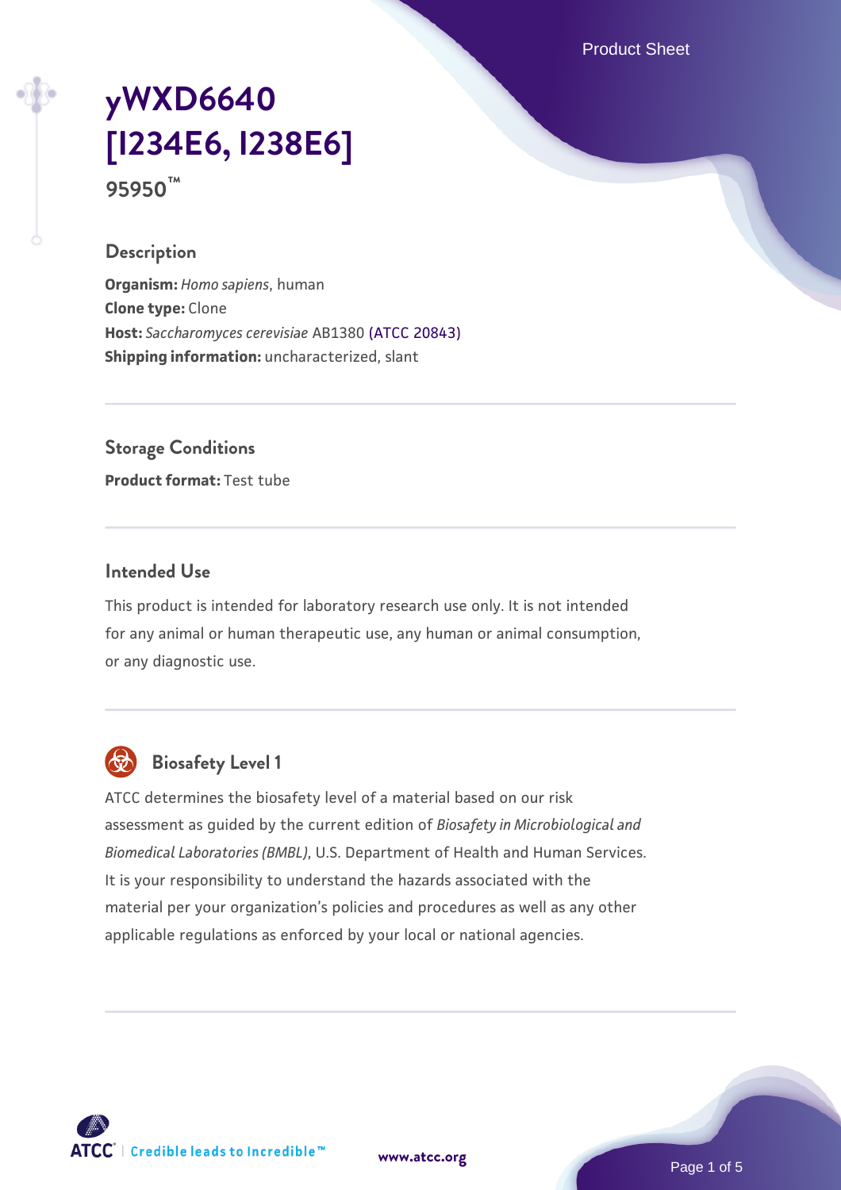# yWXD6640 [I234E6, I238E6]

**95950™**

## Description

**Organism:** *Homo sapiens*, human
**Clone type:** Clone
**Host:** *Saccharomyces cerevisiae* AB1380 (ATCC 20843)
**Shipping information:** uncharacterized, slant

## Storage Conditions

**Product format:** Test tube

## Intended Use

This product is intended for laboratory research use only. It is not intended for any animal or human therapeutic use, any human or animal consumption, or any diagnostic use.

## Biosafety Level 1

ATCC determines the biosafety level of a material based on our risk assessment as guided by the current edition of *Biosafety in Microbiological and Biomedical Laboratories (BMBL)*, U.S. Department of Health and Human Services. It is your responsibility to understand the hazards associated with the material per your organization's policies and procedures as well as any other applicable regulations as enforced by your local or national agencies.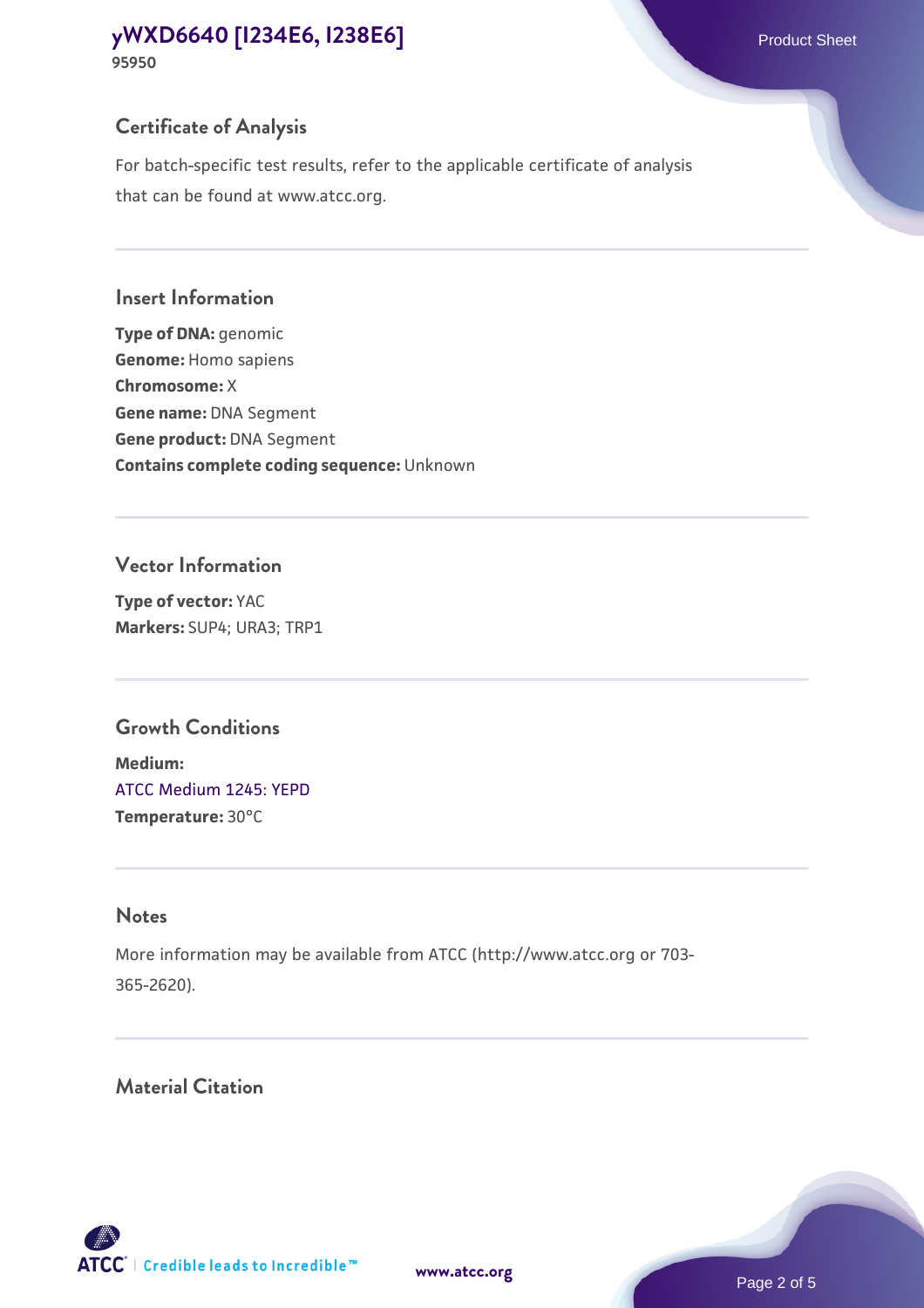## Certificate of Analysis

For batch-specific test results, refer to the applicable certificate of analysis that can be found at www.atcc.org.

## Insert Information

**Type of DNA:** genomic
**Genome:** Homo sapiens
**Chromosome:** X
**Gene name:** DNA Segment
**Gene product:** DNA Segment
**Contains complete coding sequence:** Unknown

## Vector Information

**Type of vector:** YAC
**Markers:** SUP4; URA3; TRP1

## Growth Conditions

**Medium:**
ATCC Medium 1245: YEPD
**Temperature:** 30°C

## Notes

More information may be available from ATCC (http://www.atcc.org or 703-365-2620).

## Material Citation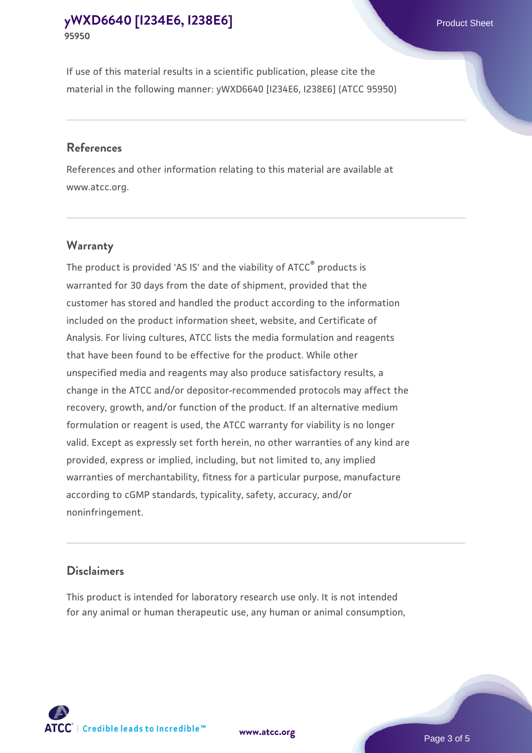If use of this material results in a scientific publication, please cite the material in the following manner: yWXD6640 [I234E6, I238E6] (ATCC 95950)

## References

References and other information relating to this material are available at www.atcc.org.

## Warranty

The product is provided 'AS IS' and the viability of ATCC® products is warranted for 30 days from the date of shipment, provided that the customer has stored and handled the product according to the information included on the product information sheet, website, and Certificate of Analysis. For living cultures, ATCC lists the media formulation and reagents that have been found to be effective for the product. While other unspecified media and reagents may also produce satisfactory results, a change in the ATCC and/or depositor-recommended protocols may affect the recovery, growth, and/or function of the product. If an alternative medium formulation or reagent is used, the ATCC warranty for viability is no longer valid. Except as expressly set forth herein, no other warranties of any kind are provided, express or implied, including, but not limited to, any implied warranties of merchantability, fitness for a particular purpose, manufacture according to cGMP standards, typicality, safety, accuracy, and/or noninfringement.

## Disclaimers

This product is intended for laboratory research use only. It is not intended for any animal or human therapeutic use, any human or animal consumption,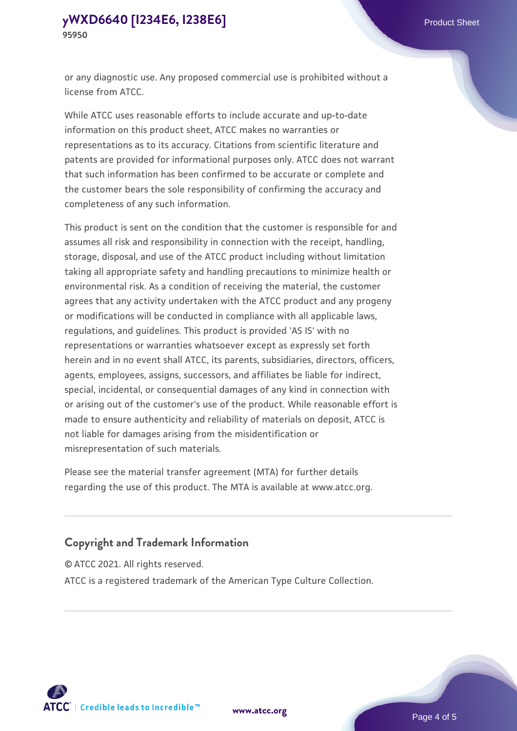or any diagnostic use. Any proposed commercial use is prohibited without a license from ATCC.

While ATCC uses reasonable efforts to include accurate and up-to-date information on this product sheet, ATCC makes no warranties or representations as to its accuracy. Citations from scientific literature and patents are provided for informational purposes only. ATCC does not warrant that such information has been confirmed to be accurate or complete and the customer bears the sole responsibility of confirming the accuracy and completeness of any such information.

This product is sent on the condition that the customer is responsible for and assumes all risk and responsibility in connection with the receipt, handling, storage, disposal, and use of the ATCC product including without limitation taking all appropriate safety and handling precautions to minimize health or environmental risk. As a condition of receiving the material, the customer agrees that any activity undertaken with the ATCC product and any progeny or modifications will be conducted in compliance with all applicable laws, regulations, and guidelines. This product is provided 'AS IS' with no representations or warranties whatsoever except as expressly set forth herein and in no event shall ATCC, its parents, subsidiaries, directors, officers, agents, employees, assigns, successors, and affiliates be liable for indirect, special, incidental, or consequential damages of any kind in connection with or arising out of the customer's use of the product. While reasonable effort is made to ensure authenticity and reliability of materials on deposit, ATCC is not liable for damages arising from the misidentification or misrepresentation of such materials.

Please see the material transfer agreement (MTA) for further details regarding the use of this product. The MTA is available at www.atcc.org.

## Copyright and Trademark Information

© ATCC 2021. All rights reserved.

ATCC is a registered trademark of the American Type Culture Collection.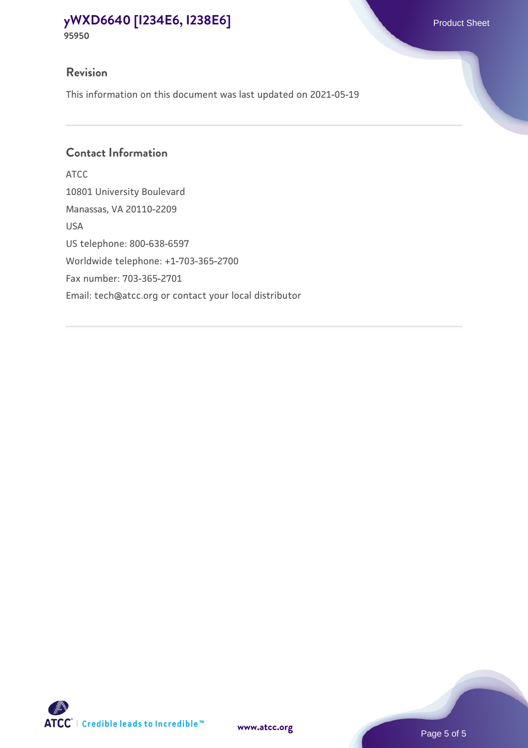## Revision

This information on this document was last updated on 2021-05-19

## Contact Information

ATCC
10801 University Boulevard
Manassas, VA 20110-2209
USA
US telephone: 800-638-6597
Worldwide telephone: +1-703-365-2700
Fax number: 703-365-2701
Email: tech@atcc.org or contact your local distributor